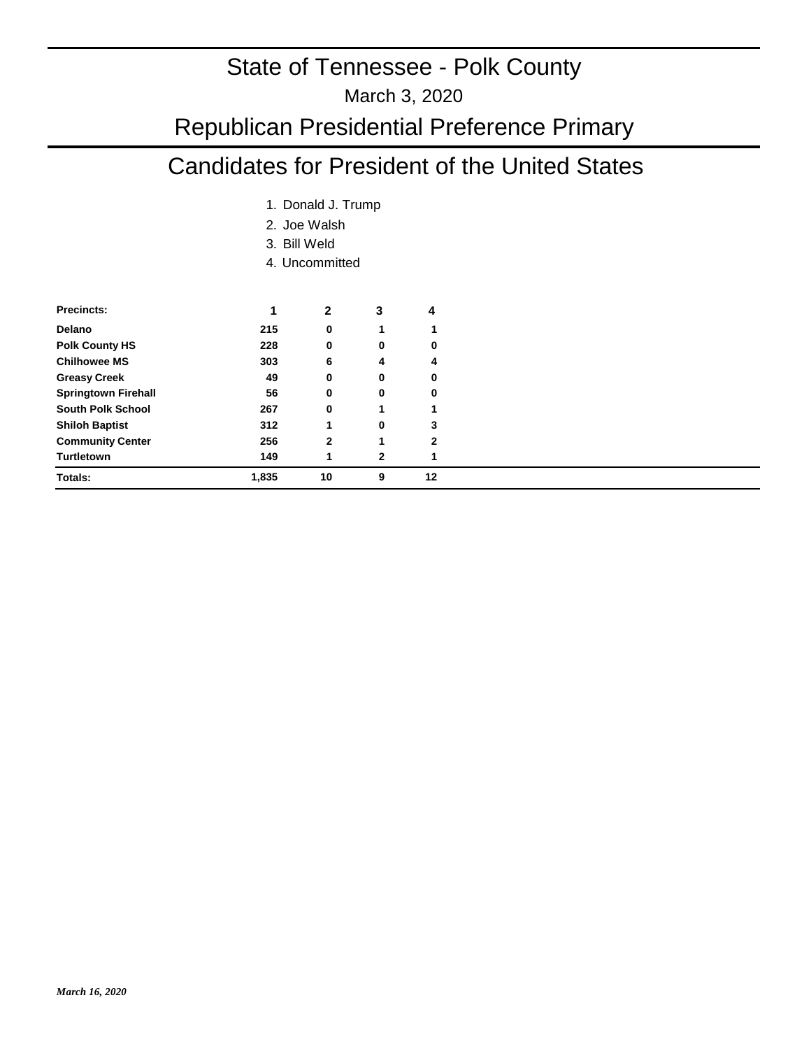# State of Tennessee - Polk County

March 3, 2020

## Republican Presidential Preference Primary

## Candidates for President of the United States

1. Donald J. Trump
2. Joe Walsh
3. Bill Weld
4. Uncommitted

| Precincts: | 1 | 2 | 3 | 4 |
|---|---|---|---|---|
| **Delano** | 215 | 0 | 1 | 1 |
| **Polk County HS** | 228 | 0 | 0 | 0 |
| **Chilhowee MS** | 303 | 6 | 4 | 4 |
| **Greasy Creek** | 49 | 0 | 0 | 0 |
| **Springtown Firehall** | 56 | 0 | 0 | 0 |
| **South Polk School** | 267 | 0 | 1 | 1 |
| **Shiloh Baptist** | 312 | 1 | 0 | 3 |
| **Community Center** | 256 | 2 | 1 | 2 |
| **Turtletown** | 149 | 1 | 2 | 1 |
| **Totals:** | 1,835 | 10 | 9 | 12 |

*March 16, 2020*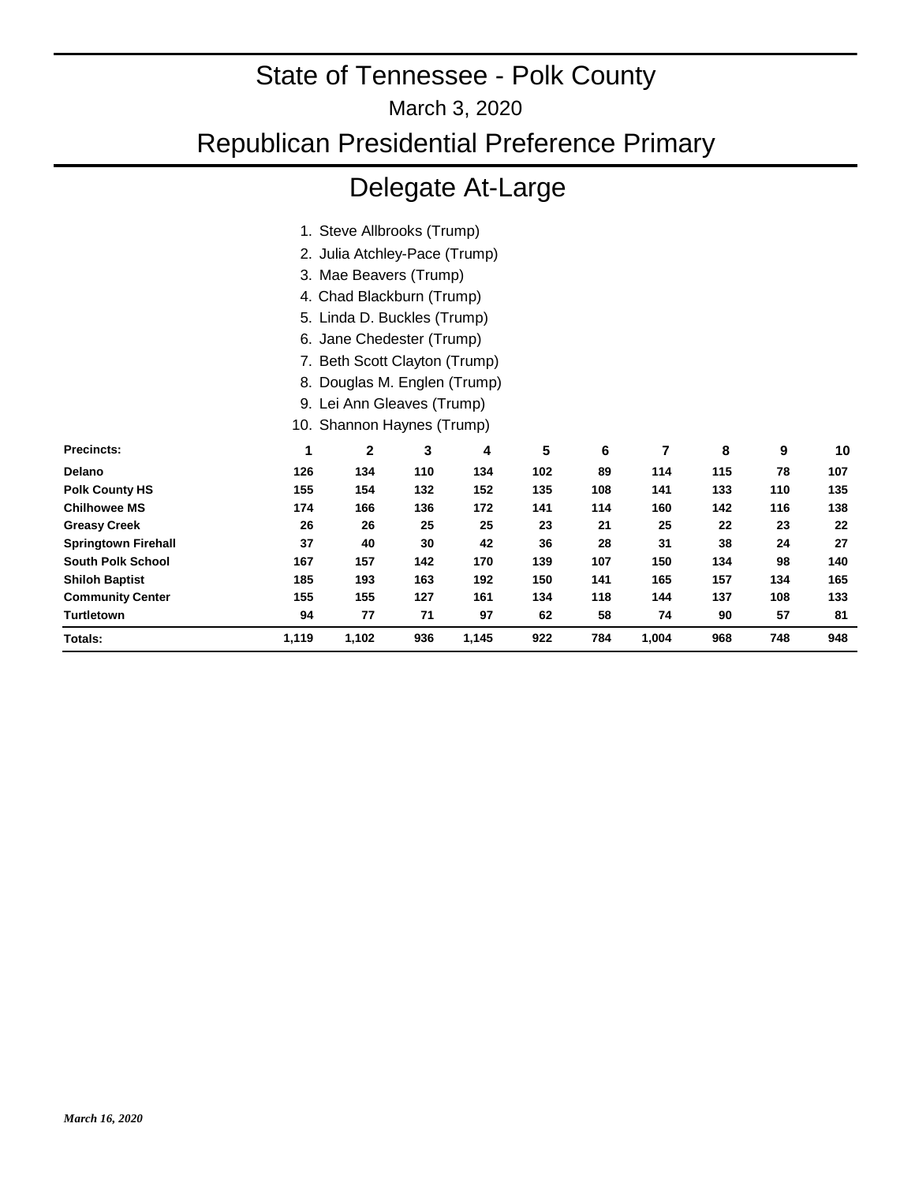# State of Tennessee - Polk County

March 3, 2020

## Republican Presidential Preference Primary

## Delegate At-Large

1. Steve Allbrooks (Trump)
2. Julia Atchley-Pace (Trump)
3. Mae Beavers (Trump)
4. Chad Blackburn (Trump)
5. Linda D. Buckles (Trump)
6. Jane Chedester (Trump)
7. Beth Scott Clayton (Trump)
8. Douglas M. Englen (Trump)
9. Lei Ann Gleaves (Trump)
10. Shannon Haynes (Trump)

| Precincts: | 1 | 2 | 3 | 4 | 5 | 6 | 7 | 8 | 9 | 10 |
|---|---|---|---|---|---|---|---|---|---|---|
| Delano | 126 | 134 | 110 | 134 | 102 | 89 | 114 | 115 | 78 | 107 |
| Polk County HS | 155 | 154 | 132 | 152 | 135 | 108 | 141 | 133 | 110 | 135 |
| Chilhowee MS | 174 | 166 | 136 | 172 | 141 | 114 | 160 | 142 | 116 | 138 |
| Greasy Creek | 26 | 26 | 25 | 25 | 23 | 21 | 25 | 22 | 23 | 22 |
| Springtown Firehall | 37 | 40 | 30 | 42 | 36 | 28 | 31 | 38 | 24 | 27 |
| South Polk School | 167 | 157 | 142 | 170 | 139 | 107 | 150 | 134 | 98 | 140 |
| Shiloh Baptist | 185 | 193 | 163 | 192 | 150 | 141 | 165 | 157 | 134 | 165 |
| Community Center | 155 | 155 | 127 | 161 | 134 | 118 | 144 | 137 | 108 | 133 |
| Turtletown | 94 | 77 | 71 | 97 | 62 | 58 | 74 | 90 | 57 | 81 |
| Totals: | 1,119 | 1,102 | 936 | 1,145 | 922 | 784 | 1,004 | 968 | 748 | 948 |

*March 16, 2020*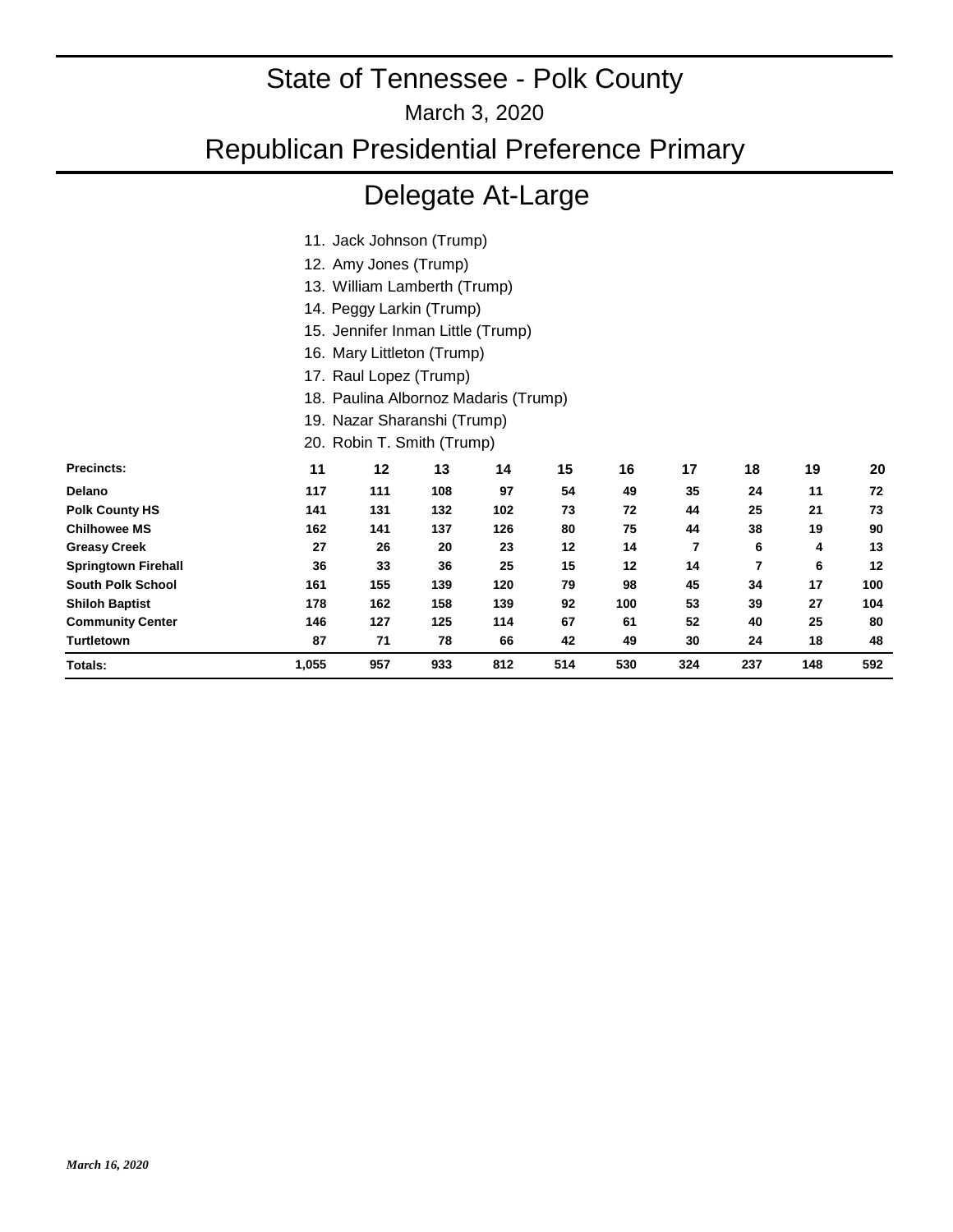# State of Tennessee - Polk County

March 3, 2020

## Republican Presidential Preference Primary

## Delegate At-Large

11. Jack Johnson (Trump)
12. Amy Jones (Trump)
13. William Lamberth (Trump)
14. Peggy Larkin (Trump)
15. Jennifer Inman Little (Trump)
16. Mary Littleton (Trump)
17. Raul Lopez (Trump)
18. Paulina Albornoz Madaris (Trump)
19. Nazar Sharanshi (Trump)
20. Robin T. Smith (Trump)

| Precincts: | 11 | 12 | 13 | 14 | 15 | 16 | 17 | 18 | 19 | 20 |
|---|---|---|---|---|---|---|---|---|---|---|
| **Delano** | 117 | 111 | 108 | 97 | 54 | 49 | 35 | 24 | 11 | 72 |
| **Polk County HS** | 141 | 131 | 132 | 102 | 73 | 72 | 44 | 25 | 21 | 73 |
| **Chilhowee MS** | 162 | 141 | 137 | 126 | 80 | 75 | 44 | 38 | 19 | 90 |
| **Greasy Creek** | 27 | 26 | 20 | 23 | 12 | 14 | 7 | 6 | 4 | 13 |
| **Springtown Firehall** | 36 | 33 | 36 | 25 | 15 | 12 | 14 | 7 | 6 | 12 |
| **South Polk School** | 161 | 155 | 139 | 120 | 79 | 98 | 45 | 34 | 17 | 100 |
| **Shiloh Baptist** | 178 | 162 | 158 | 139 | 92 | 100 | 53 | 39 | 27 | 104 |
| **Community Center** | 146 | 127 | 125 | 114 | 67 | 61 | 52 | 40 | 25 | 80 |
| **Turtletown** | 87 | 71 | 78 | 66 | 42 | 49 | 30 | 24 | 18 | 48 |
| **Totals:** | 1,055 | 957 | 933 | 812 | 514 | 530 | 324 | 237 | 148 | 592 |

*March 16, 2020*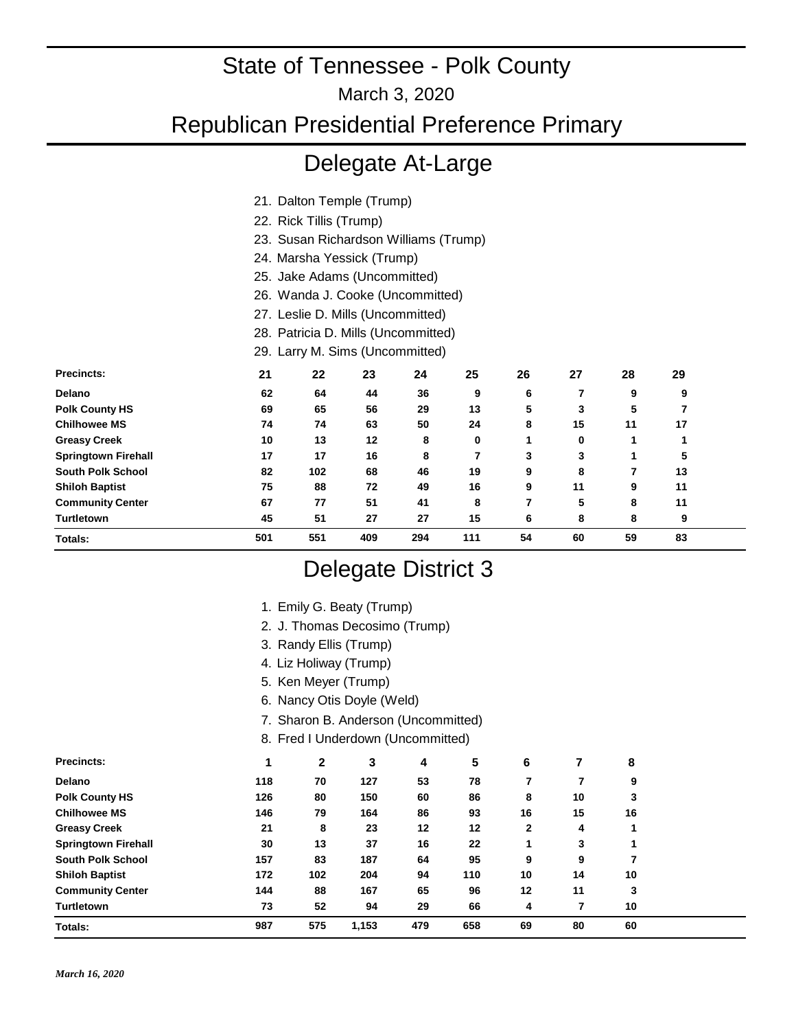# State of Tennessee - Polk County

March 3, 2020

# Republican Presidential Preference Primary

## Delegate At-Large

21. Dalton Temple (Trump)
22. Rick Tillis (Trump)
23. Susan Richardson Williams (Trump)
24. Marsha Yessick (Trump)
25. Jake Adams (Uncommitted)
26. Wanda J. Cooke (Uncommitted)
27. Leslie D. Mills (Uncommitted)
28. Patricia D. Mills (Uncommitted)
29. Larry M. Sims (Uncommitted)

| Precincts: | 21 | 22 | 23 | 24 | 25 | 26 | 27 | 28 | 29 |
|---|---|---|---|---|---|---|---|---|---|
| **Delano** | 62 | 64 | 44 | 36 | 9 | 6 | 7 | 9 | 9 |
| **Polk County HS** | 69 | 65 | 56 | 29 | 13 | 5 | 3 | 5 | 7 |
| **Chilhowee MS** | 74 | 74 | 63 | 50 | 24 | 8 | 15 | 11 | 17 |
| **Greasy Creek** | 10 | 13 | 12 | 8 | 0 | 1 | 0 | 1 | 1 |
| **Springtown Firehall** | 17 | 17 | 16 | 8 | 7 | 3 | 3 | 1 | 5 |
| **South Polk School** | 82 | 102 | 68 | 46 | 19 | 9 | 8 | 7 | 13 |
| **Shiloh Baptist** | 75 | 88 | 72 | 49 | 16 | 9 | 11 | 9 | 11 |
| **Community Center** | 67 | 77 | 51 | 41 | 8 | 7 | 5 | 8 | 11 |
| **Turtletown** | 45 | 51 | 27 | 27 | 15 | 6 | 8 | 8 | 9 |
| **Totals:** | 501 | 551 | 409 | 294 | 111 | 54 | 60 | 59 | 83 |

## Delegate District 3

1. Emily G. Beaty (Trump)
2. J. Thomas Decosimo (Trump)
3. Randy Ellis (Trump)
4. Liz Holiway (Trump)
5. Ken Meyer (Trump)
6. Nancy Otis Doyle (Weld)
7. Sharon B. Anderson (Uncommitted)
8. Fred I Underdown (Uncommitted)

| Precincts: | 1 | 2 | 3 | 4 | 5 | 6 | 7 | 8 |
|---|---|---|---|---|---|---|---|---|
| **Delano** | 118 | 70 | 127 | 53 | 78 | 7 | 7 | 9 |
| **Polk County HS** | 126 | 80 | 150 | 60 | 86 | 8 | 10 | 3 |
| **Chilhowee MS** | 146 | 79 | 164 | 86 | 93 | 16 | 15 | 16 |
| **Greasy Creek** | 21 | 8 | 23 | 12 | 12 | 2 | 4 | 1 |
| **Springtown Firehall** | 30 | 13 | 37 | 16 | 22 | 1 | 3 | 1 |
| **South Polk School** | 157 | 83 | 187 | 64 | 95 | 9 | 9 | 7 |
| **Shiloh Baptist** | 172 | 102 | 204 | 94 | 110 | 10 | 14 | 10 |
| **Community Center** | 144 | 88 | 167 | 65 | 96 | 12 | 11 | 3 |
| **Turtletown** | 73 | 52 | 94 | 29 | 66 | 4 | 7 | 10 |
| **Totals:** | 987 | 575 | 1,153 | 479 | 658 | 69 | 80 | 60 |

*March 16, 2020*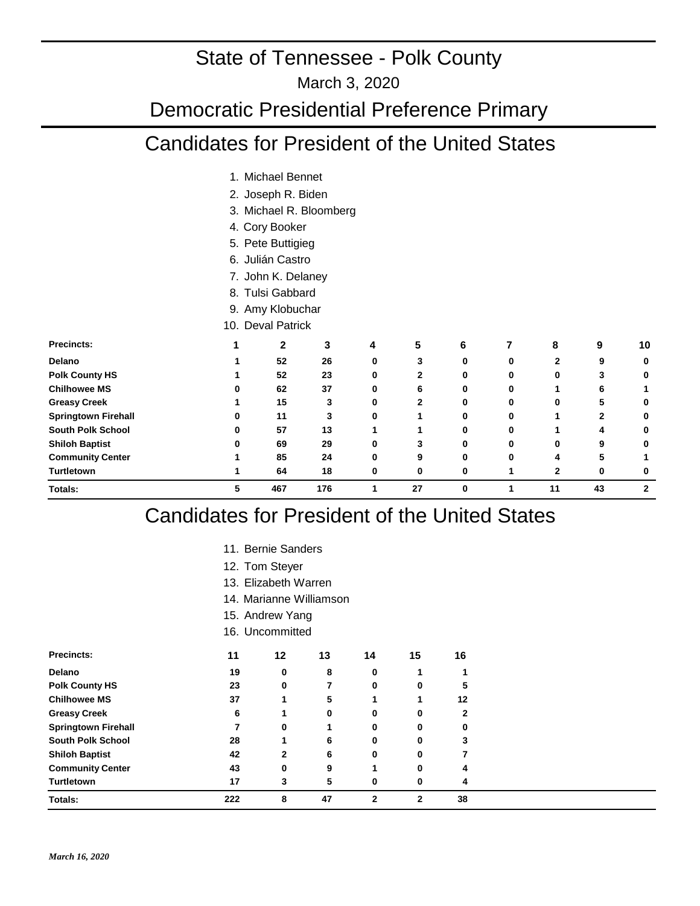# State of Tennessee - Polk County

March 3, 2020

## Democratic Presidential Preference Primary

## Candidates for President of the United States

1. Michael Bennet
2. Joseph R. Biden
3. Michael R. Bloomberg
4. Cory Booker
5. Pete Buttigieg
6. Julián Castro
7. John K. Delaney
8. Tulsi Gabbard
9. Amy Klobuchar
10. Deval Patrick

| Precincts: | 1 | 2 | 3 | 4 | 5 | 6 | 7 | 8 | 9 | 10 |
|---|---|---|---|---|---|---|---|---|---|---|
| **Delano** | 1 | 52 | 26 | 0 | 3 | 0 | 0 | 2 | 9 | 0 |
| **Polk County HS** | 1 | 52 | 23 | 0 | 2 | 0 | 0 | 0 | 3 | 0 |
| **Chilhowee MS** | 0 | 62 | 37 | 0 | 6 | 0 | 0 | 1 | 6 | 1 |
| **Greasy Creek** | 1 | 15 | 3 | 0 | 2 | 0 | 0 | 0 | 5 | 0 |
| **Springtown Firehall** | 0 | 11 | 3 | 0 | 1 | 0 | 0 | 1 | 2 | 0 |
| **South Polk School** | 0 | 57 | 13 | 1 | 1 | 0 | 0 | 1 | 4 | 0 |
| **Shiloh Baptist** | 0 | 69 | 29 | 0 | 3 | 0 | 0 | 0 | 9 | 0 |
| **Community Center** | 1 | 85 | 24 | 0 | 9 | 0 | 0 | 4 | 5 | 1 |
| **Turtletown** | 1 | 64 | 18 | 0 | 0 | 0 | 1 | 2 | 0 | 0 |
| **Totals:** | 5 | 467 | 176 | 1 | 27 | 0 | 1 | 11 | 43 | 2 |

## Candidates for President of the United States

11. Bernie Sanders
12. Tom Steyer
13. Elizabeth Warren
14. Marianne Williamson
15. Andrew Yang
16. Uncommitted

| Precincts: | 11 | 12 | 13 | 14 | 15 | 16 |
|---|---|---|---|---|---|---|
| **Delano** | 19 | 0 | 8 | 0 | 1 | 1 |
| **Polk County HS** | 23 | 0 | 7 | 0 | 0 | 5 |
| **Chilhowee MS** | 37 | 1 | 5 | 1 | 1 | 12 |
| **Greasy Creek** | 6 | 1 | 0 | 0 | 0 | 2 |
| **Springtown Firehall** | 7 | 0 | 1 | 0 | 0 | 0 |
| **South Polk School** | 28 | 1 | 6 | 0 | 0 | 3 |
| **Shiloh Baptist** | 42 | 2 | 6 | 0 | 0 | 7 |
| **Community Center** | 43 | 0 | 9 | 1 | 0 | 4 |
| **Turtletown** | 17 | 3 | 5 | 0 | 0 | 4 |
| **Totals:** | 222 | 8 | 47 | 2 | 2 | 38 |

*March 16, 2020*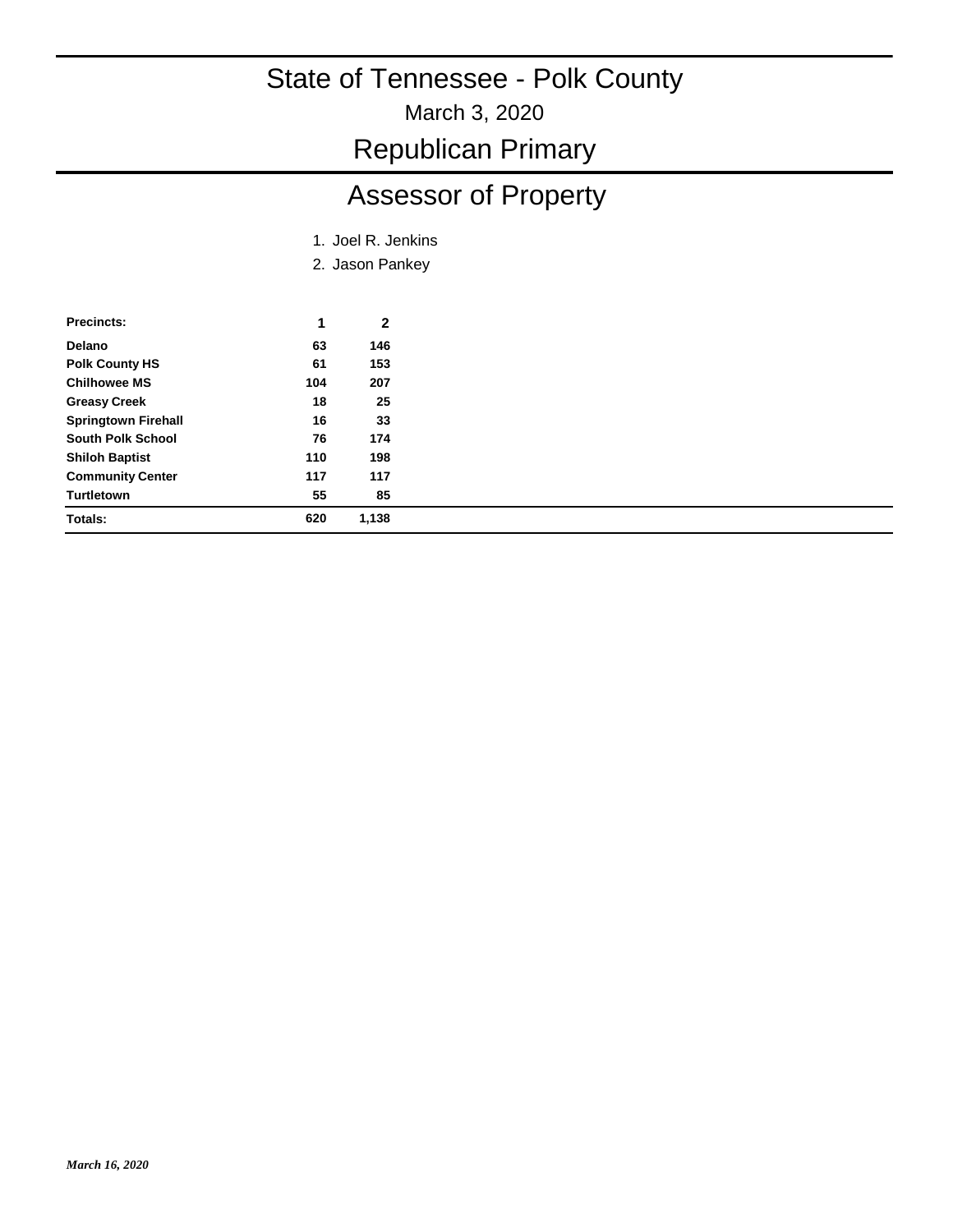# State of Tennessee - Polk County

March 3, 2020

## Republican Primary

## Assessor of Property

1. Joel R. Jenkins
2. Jason Pankey

| Precincts: | 1 | 2 |
|---|---|---|
| Delano | 63 | 146 |
| Polk County HS | 61 | 153 |
| Chilhowee MS | 104 | 207 |
| Greasy Creek | 18 | 25 |
| Springtown Firehall | 16 | 33 |
| South Polk School | 76 | 174 |
| Shiloh Baptist | 110 | 198 |
| Community Center | 117 | 117 |
| Turtletown | 55 | 85 |
| **Totals:** | **620** | **1,138** |

*March 16, 2020*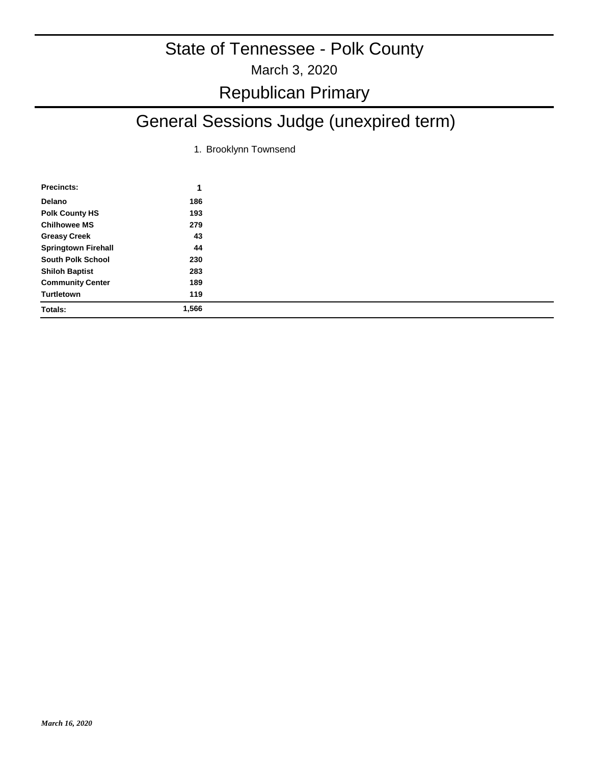# State of Tennessee - Polk County

March 3, 2020

## Republican Primary

## General Sessions Judge (unexpired term)

1. Brooklynn Townsend

| Precincts: | 1 |
|---|---|
| Delano | 186 |
| Polk County HS | 193 |
| Chilhowee MS | 279 |
| Greasy Creek | 43 |
| Springtown Firehall | 44 |
| South Polk School | 230 |
| Shiloh Baptist | 283 |
| Community Center | 189 |
| Turtletown | 119 |
| **Totals:** | **1,566** |

*March 16, 2020*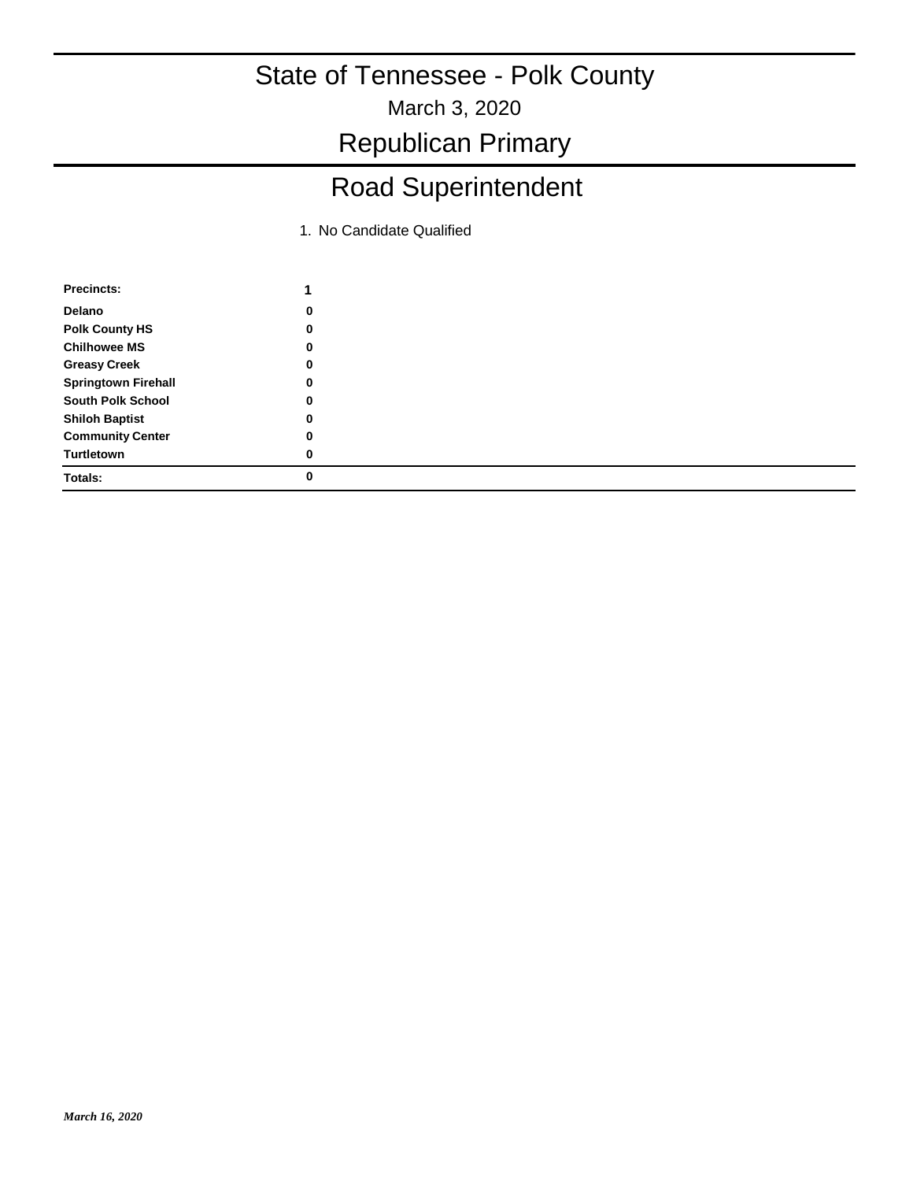# State of Tennessee - Polk County

March 3, 2020

## Republican Primary

## Road Superintendent

1. No Candidate Qualified

| Precincts: | 1 |
|---|---|
| Delano | 0 |
| Polk County HS | 0 |
| Chilhowee MS | 0 |
| Greasy Creek | 0 |
| Springtown Firehall | 0 |
| South Polk School | 0 |
| Shiloh Baptist | 0 |
| Community Center | 0 |
| Turtletown | 0 |
| **Totals:** | **0** |

*March 16, 2020*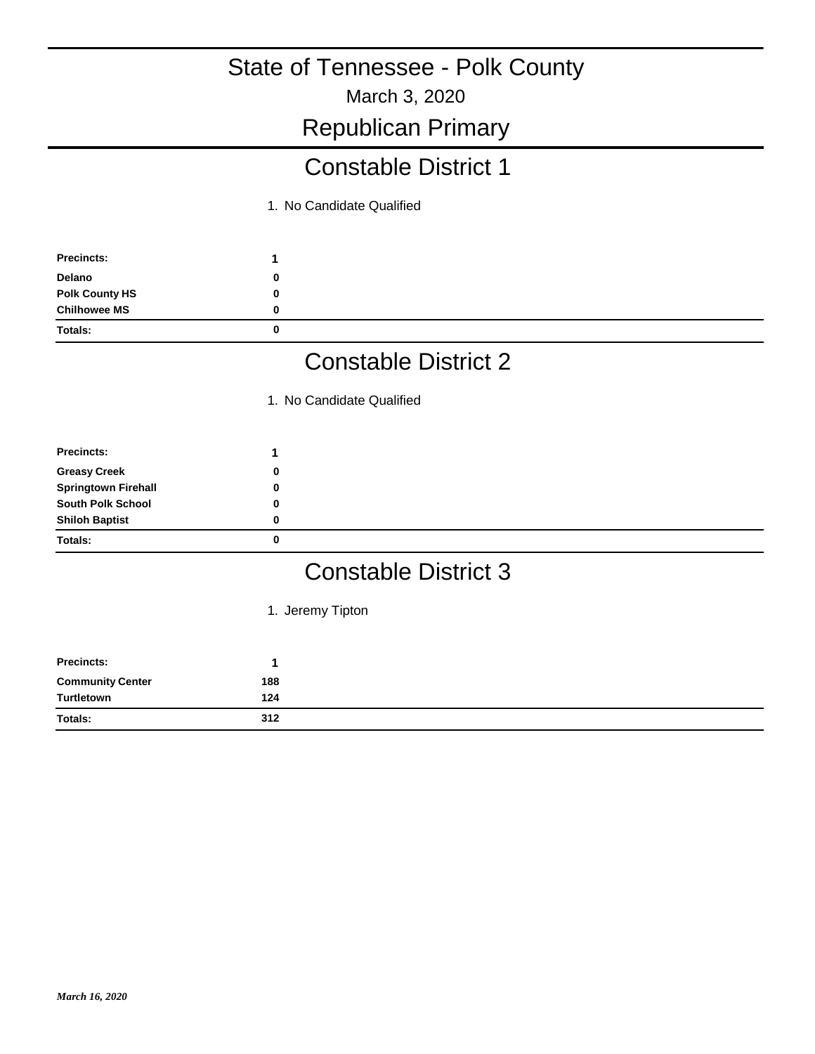# State of Tennessee - Polk County

March 3, 2020

## Republican Primary

## Constable District 1

1. No Candidate Qualified

| Precincts: | 1 |
|---|---|
| Delano | 0 |
| Polk County HS | 0 |
| Chilhowee MS | 0 |
| Totals: | 0 |

## Constable District 2

1. No Candidate Qualified

| Precincts: | 1 |
|---|---|
| Greasy Creek | 0 |
| Springtown Firehall | 0 |
| South Polk School | 0 |
| Shiloh Baptist | 0 |
| Totals: | 0 |

## Constable District 3

1. Jeremy Tipton

| Precincts: | 1 |
|---|---|
| Community Center | 188 |
| Turtletown | 124 |
| Totals: | 312 |

*March 16, 2020*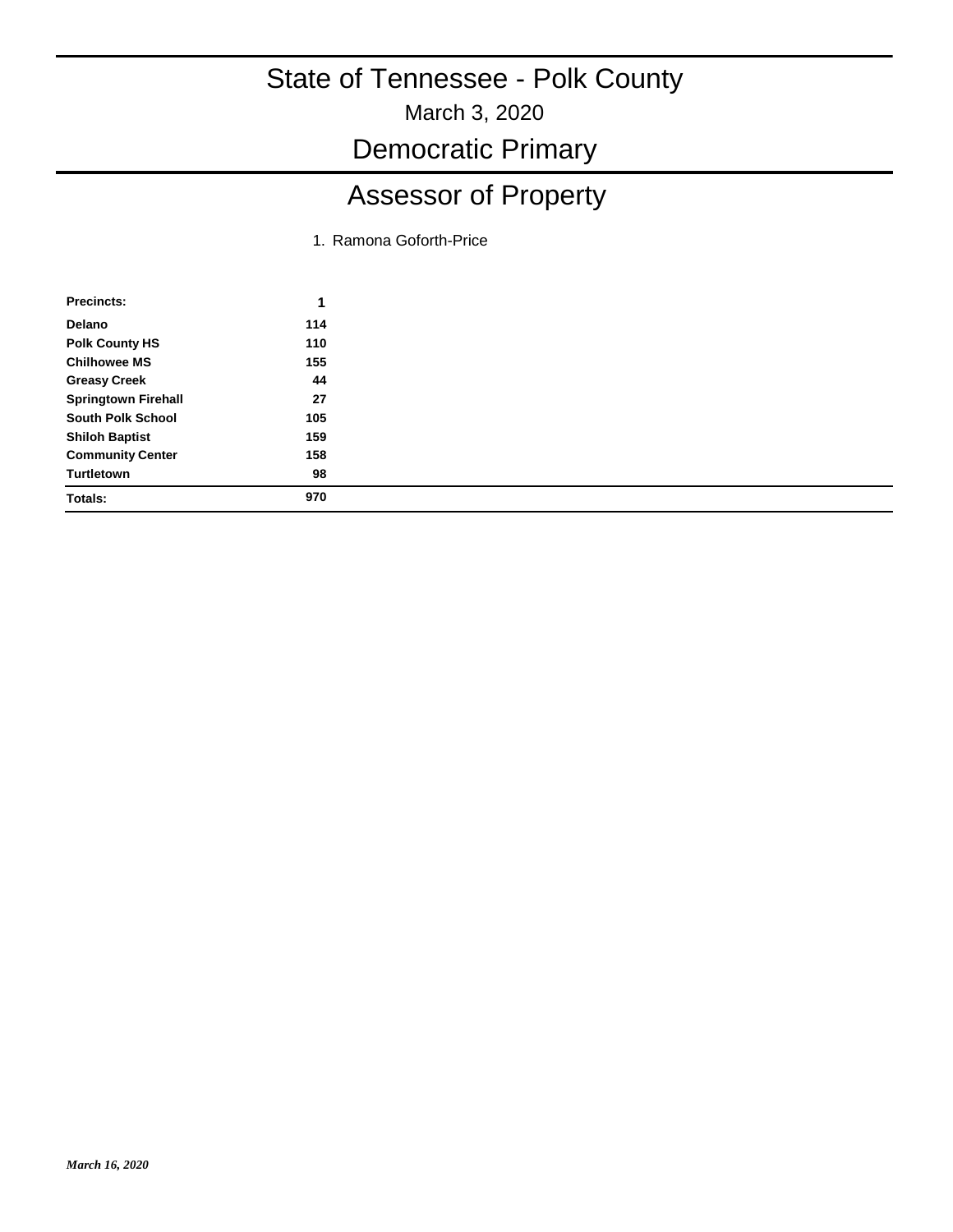# State of Tennessee - Polk County

March 3, 2020

## Democratic Primary

## Assessor of Property

1. Ramona Goforth-Price

| Precincts: | 1 |
|---|---|
| Delano | 114 |
| Polk County HS | 110 |
| Chilhowee MS | 155 |
| Greasy Creek | 44 |
| Springtown Firehall | 27 |
| South Polk School | 105 |
| Shiloh Baptist | 159 |
| Community Center | 158 |
| Turtletown | 98 |
| **Totals:** | **970** |

*March 16, 2020*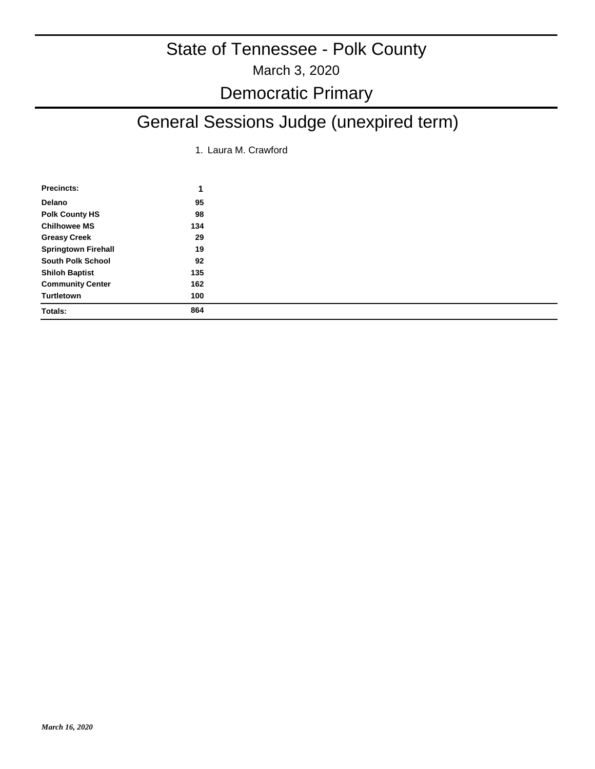# State of Tennessee - Polk County

March 3, 2020

## Democratic Primary

## General Sessions Judge (unexpired term)

1. Laura M. Crawford

| **Precincts:** | **1** |
|---|---|
| **Delano** | **95** |
| **Polk County HS** | **98** |
| **Chilhowee MS** | **134** |
| **Greasy Creek** | **29** |
| **Springtown Firehall** | **19** |
| **South Polk School** | **92** |
| **Shiloh Baptist** | **135** |
| **Community Center** | **162** |
| **Turtletown** | **100** |
| **Totals:** | **864** |

*March 16, 2020*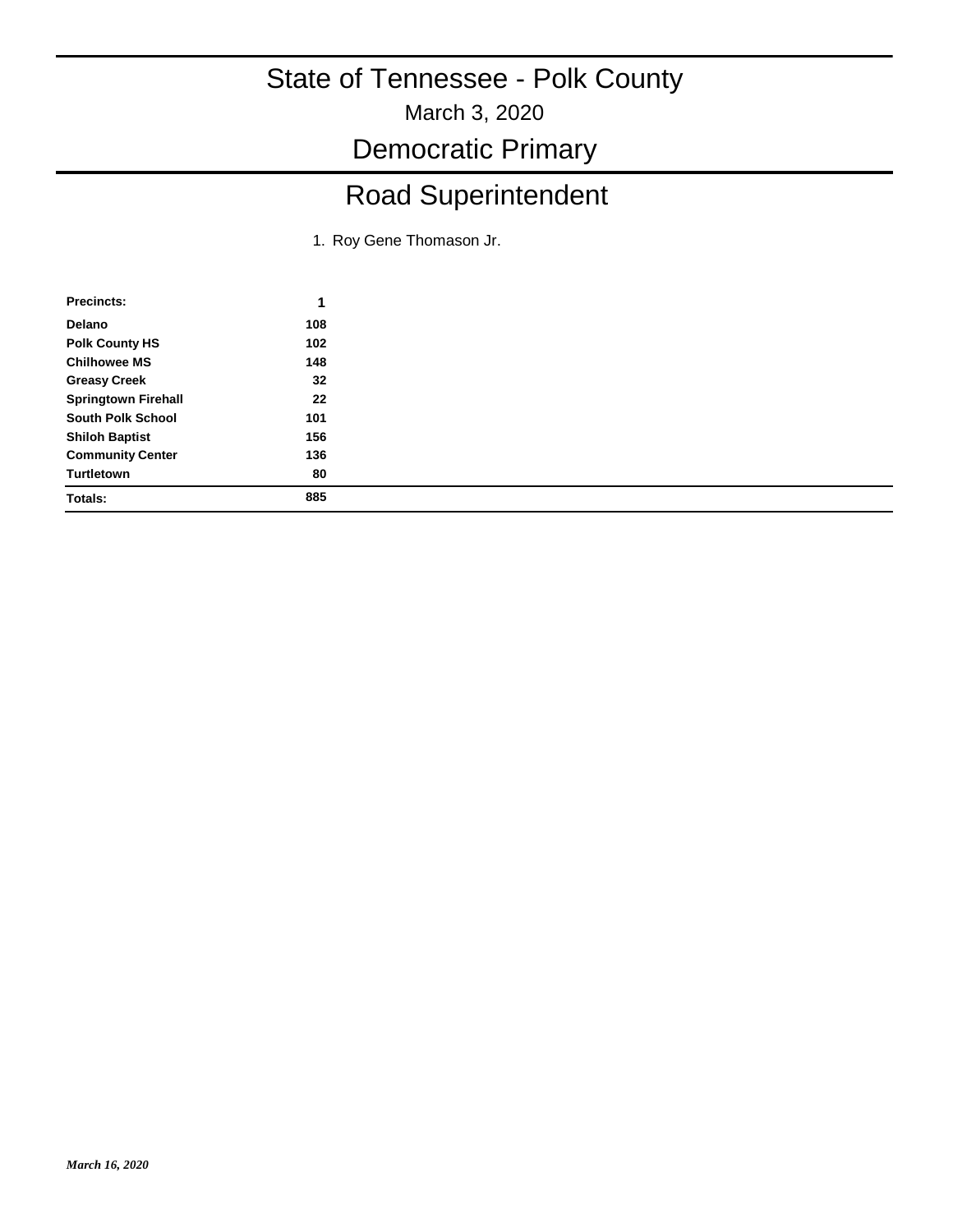# State of Tennessee - Polk County

March 3, 2020

## Democratic Primary

## Road Superintendent

1. Roy Gene Thomason Jr.

| Precincts: | 1 |
|---|---|
| Delano | 108 |
| Polk County HS | 102 |
| Chilhowee MS | 148 |
| Greasy Creek | 32 |
| Springtown Firehall | 22 |
| South Polk School | 101 |
| Shiloh Baptist | 156 |
| Community Center | 136 |
| Turtletown | 80 |
| **Totals:** | **885** |

*March 16, 2020*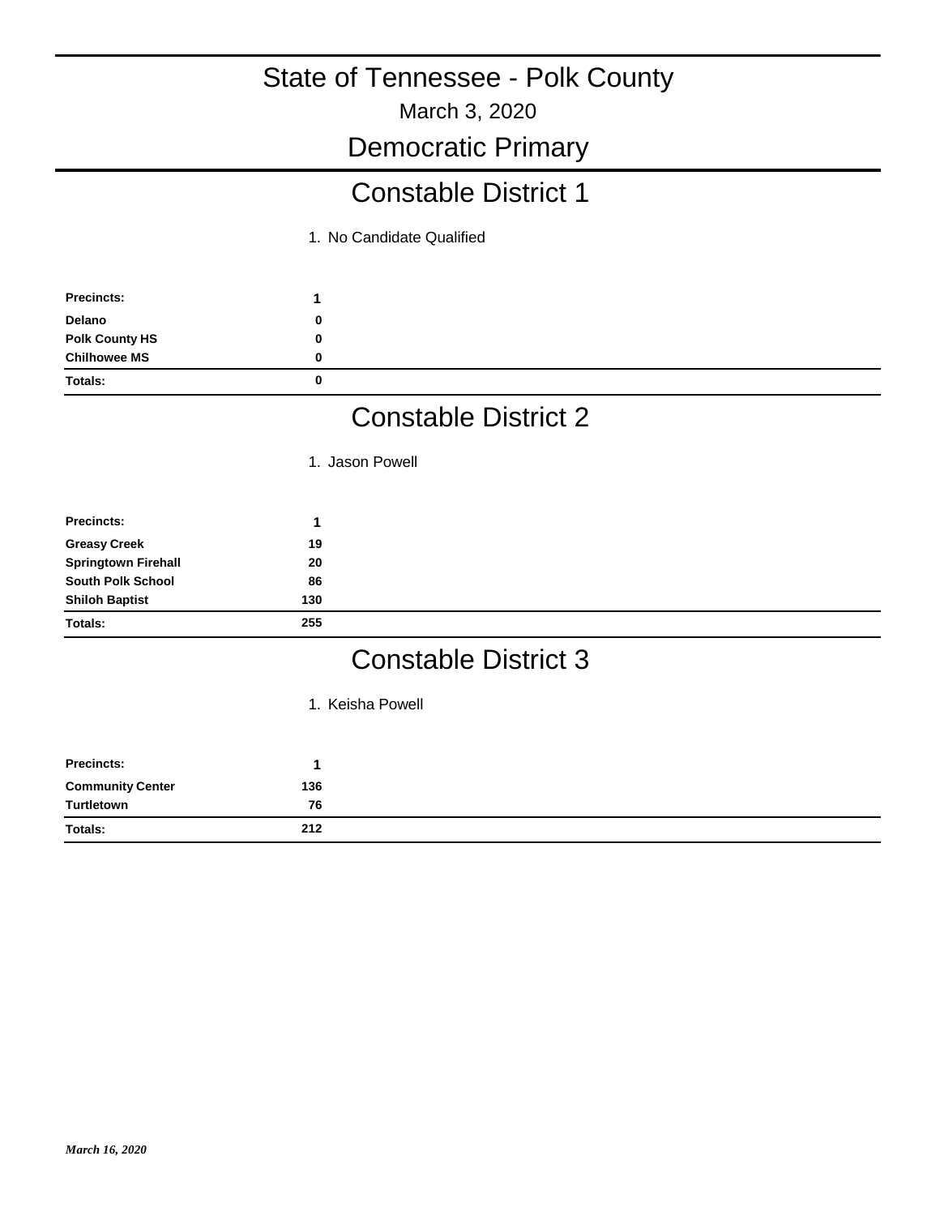# State of Tennessee - Polk County

March 3, 2020

## Democratic Primary

## Constable District 1

1. No Candidate Qualified

| Precincts: | 1 |
|---|---|
| Delano | 0 |
| Polk County HS | 0 |
| Chilhowee MS | 0 |
| Totals: | 0 |

## Constable District 2

1. Jason Powell

| Precincts: | 1 |
|---|---|
| Greasy Creek | 19 |
| Springtown Firehall | 20 |
| South Polk School | 86 |
| Shiloh Baptist | 130 |
| Totals: | 255 |

## Constable District 3

1. Keisha Powell

| Precincts: | 1 |
|---|---|
| Community Center | 136 |
| Turtletown | 76 |
| Totals: | 212 |

*March 16, 2020*